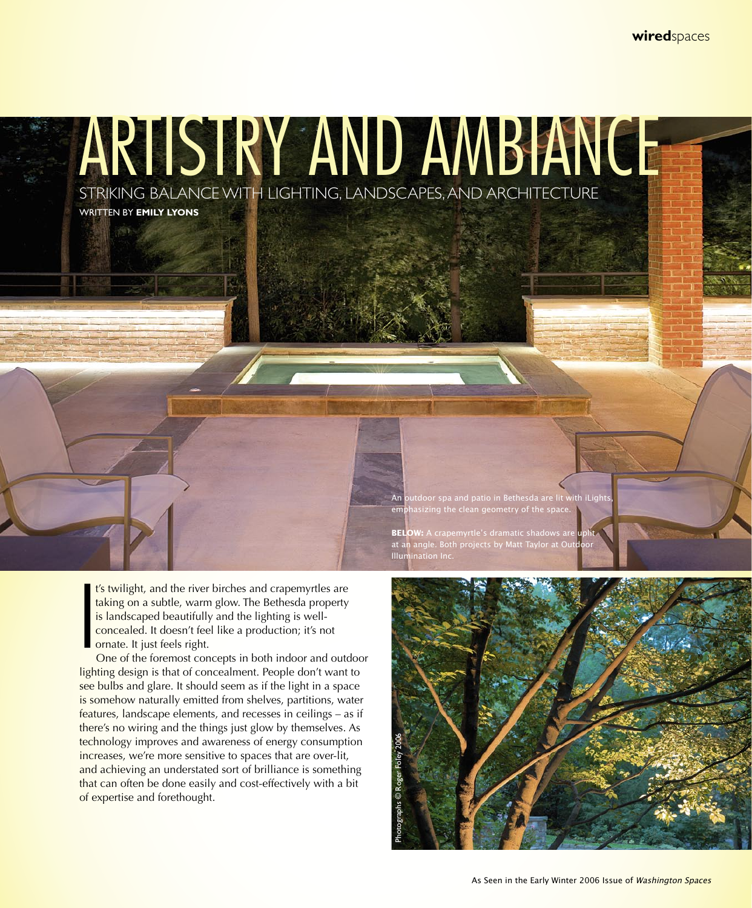# ARTISTRY AND AMBIANCE

## STRIKING BALANCE WITH LIGHTING, LANDSCAPES, AND ARCHITECTURE

WRITTEN BY **EMILY LYONS**

An outdoor spa and patio in Bethesda are lit with iLights, emphasizing the clean geometry of the space.

**BELOW:** A crapemyrtle's dramatic shadows are uplit at an angle. Both projects by Matt Taylor at Outdoor Illumination Inc.

It's twilight, and the river birches and crapemyrtles are taking on a subtle, warm glow. The Bethesda property is landscaped beautifully and the lighting is well-concealed. It doesn't feel like a production; it's not ornate. It just feels right.

One of the foremost concepts in both indoor and outdoor lighting design is that of concealment. People don't want to see bulbs and glare. It should seem as if the light in a space is somehow naturally emitted from shelves, partitions, water features, landscape elements, and recesses in ceilings – as if there's no wiring and the things just glow by themselves. As technology improves and awareness of energy consumption increases, we're more sensitive to spaces that are over-lit, and achieving an understated sort of brilliance is something that can often be done easily and cost-effectively with a bit of expertise and forethought.

Photographs © Roger Foley 2006

As Seen in the Early Winter 2006 Issue of *Washington Spaces*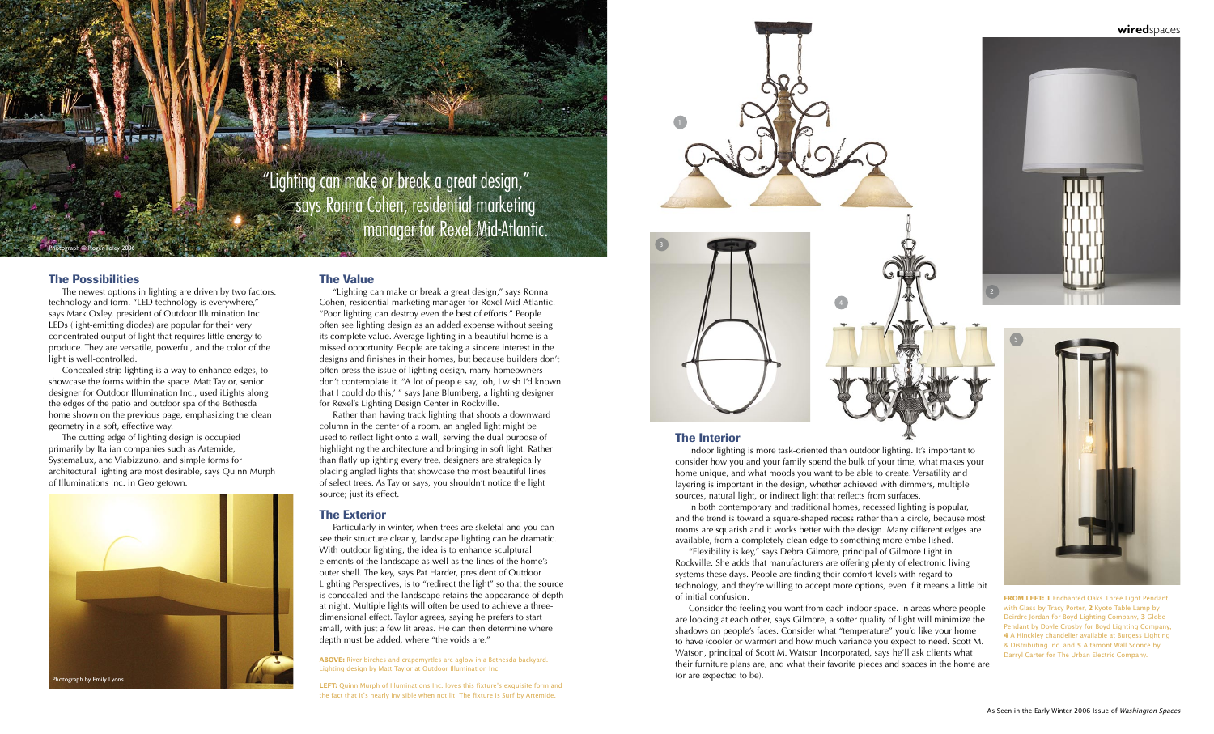"Lighting can make or break a great design," says Ronna Cohen, residential marketing manager for Rexel Mid-Atlantic.

Photograph © Roger Foley 2006

## The Possibilities

The newest options in lighting are driven by two factors: technology and form. "LED technology is everywhere," says Mark Oxley, president of Outdoor Illumination Inc. LEDs (light-emitting diodes) are popular for their very concentrated output of light that requires little energy to produce. They are versatile, powerful, and the color of the light is well-controlled.

Concealed strip lighting is a way to enhance edges, to showcase the forms within the space. Matt Taylor, senior designer for Outdoor Illumination Inc., used iLights along the edges of the patio and outdoor spa of the Bethesda home shown on the previous page, emphasizing the clean geometry in a soft, effective way.

The cutting edge of lighting design is occupied primarily by Italian companies such as Artemide, SystemaLux, and Viabizzuno, and simple forms for architectural lighting are most desirable, says Quinn Murph of Illuminations Inc. in Georgetown.

Photograph by Emily Lyons

## The Value

"Lighting can make or break a great design," says Ronna Cohen, residential marketing manager for Rexel Mid-Atlantic. "Poor lighting can destroy even the best of efforts." People often see lighting design as an added expense without seeing its complete value. Average lighting in a beautiful home is a missed opportunity. People are taking a sincere interest in the designs and finishes in their homes, but because builders don't often press the issue of lighting design, many homeowners don't contemplate it. "A lot of people say, 'oh, I wish I'd known that I could do this,' " says Jane Blumberg, a lighting designer for Rexel's Lighting Design Center in Rockville.

Rather than having track lighting that shoots a downward column in the center of a room, an angled light might be used to reflect light onto a wall, serving the dual purpose of highlighting the architecture and bringing in soft light. Rather than flatly uplighting every tree, designers are strategically placing angled lights that showcase the most beautiful lines of select trees. As Taylor says, you shouldn't notice the light source; just its effect.

## The Exterior

Particularly in winter, when trees are skeletal and you can see their structure clearly, landscape lighting can be dramatic. With outdoor lighting, the idea is to enhance sculptural elements of the landscape as well as the lines of the home's outer shell. The key, says Pat Harder, president of Outdoor Lighting Perspectives, is to "redirect the light" so that the source is concealed and the landscape retains the appearance of depth at night. Multiple lights will often be used to achieve a three-dimensional effect. Taylor agrees, saying he prefers to start small, with just a few lit areas. He can then determine where depth must be added, where "the voids are."

**ABOVE:** River birches and crapemyrtles are aglow in a Bethesda backyard. Lighting design by Matt Taylor at Outdoor Illumination Inc.

**LEFT:** Quinn Murph of Illuminations Inc. loves this fixture's exquisite form and the fact that it's nearly invisible when not lit. The fixture is Surf by Artemide.

## The Interior

Indoor lighting is more task-oriented than outdoor lighting. It's important to consider how you and your family spend the bulk of your time, what makes your home unique, and what moods you want to be able to create. Versatility and layering is important in the design, whether achieved with dimmers, multiple sources, natural light, or indirect light that reflects from surfaces.

In both contemporary and traditional homes, recessed lighting is popular, and the trend is toward a square-shaped recess rather than a circle, because most rooms are squarish and it works better with the design. Many different edges are available, from a completely clean edge to something more embellished.

"Flexibility is key," says Debra Gilmore, principal of Gilmore Light in Rockville. She adds that manufacturers are offering plenty of electronic living systems these days. People are finding their comfort levels with regard to technology, and they're willing to accept more options, even if it means a little bit of initial confusion.

Consider the feeling you want from each indoor space. In areas where people are looking at each other, says Gilmore, a softer quality of light will minimize the shadows on people's faces. Consider what "temperature" you'd like your home to have (cooler or warmer) and how much variance you expect to need. Scott M. Watson, principal of Scott M. Watson Incorporated, says he'll ask clients what their furniture plans are, and what their favorite pieces and spaces in the home are (or are expected to be).

**FROM LEFT: 1** Enchanted Oaks Three Light Pendant with Glass by Tracy Porter, **2** Kyoto Table Lamp by Deirdre Jordan for Boyd Lighting Company, **3** Globe Pendant by Doyle Crosby for Boyd Lighting Company, **4** A Hinckley chandelier available at Burgess Lighting & Distributing Inc. and **5** Altamont Wall Sconce by Darryl Carter for The Urban Electric Company.

As Seen in the Early Winter 2006 Issue of *Washington Spaces*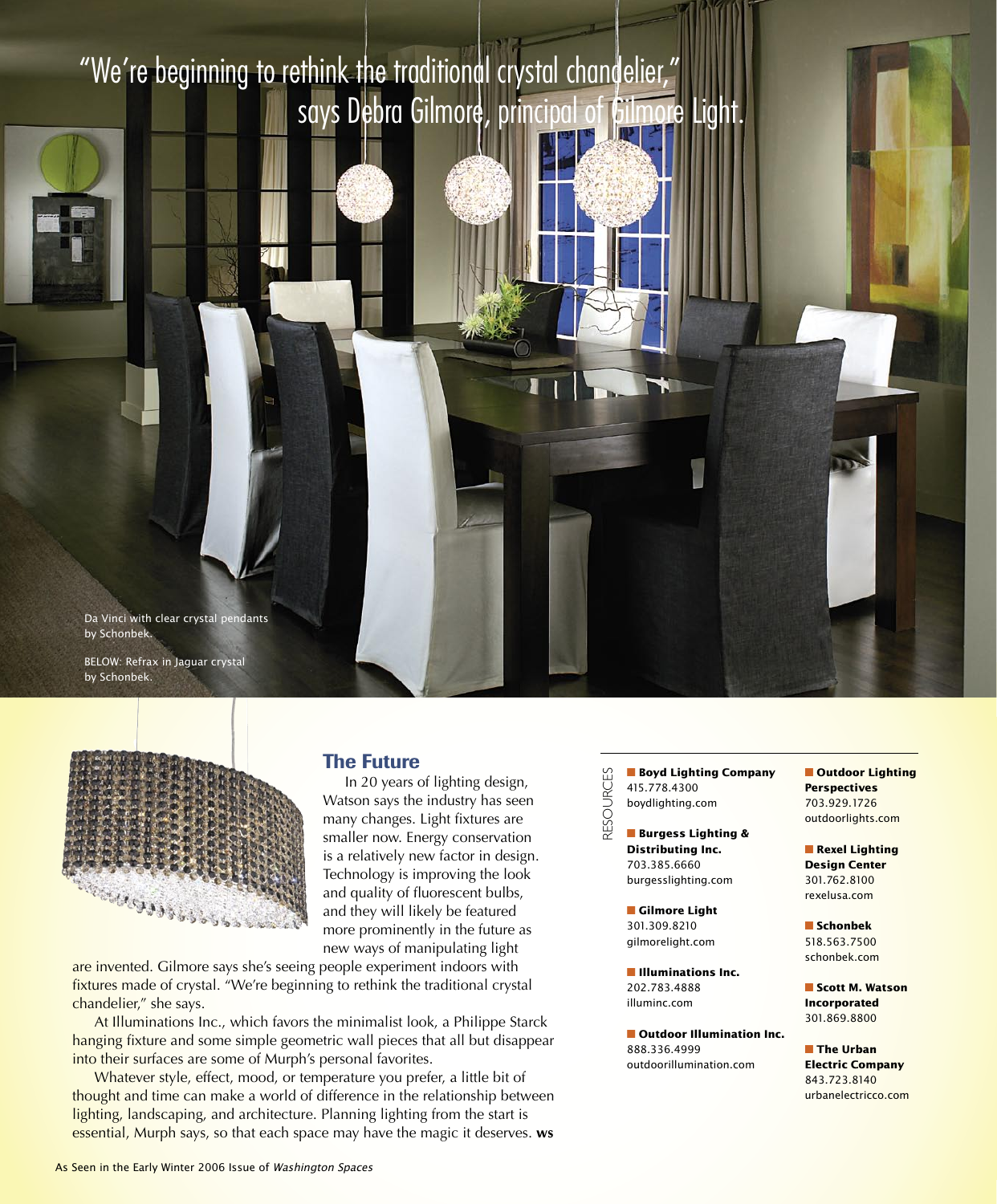"We're beginning to rethink the traditional crystal chandelier," says Debra Gilmore, principal of Gilmore Light.

Da Vinci with clear crystal pendants by Schonbek.

BELOW: Refrax in Jaguar crystal by Schonbek.

## The Future

In 20 years of lighting design, Watson says the industry has seen many changes. Light fixtures are smaller now. Energy conservation is a relatively new factor in design. Technology is improving the look and quality of fluorescent bulbs, and they will likely be featured more prominently in the future as new ways of manipulating light are invented. Gilmore says she's seeing people experiment indoors with fixtures made of crystal. "We're beginning to rethink the traditional crystal chandelier," she says.

At Illuminations Inc., which favors the minimalist look, a Philippe Starck hanging fixture and some simple geometric wall pieces that all but disappear into their surfaces are some of Murph's personal favorites.

Whatever style, effect, mood, or temperature you prefer, a little bit of thought and time can make a world of difference in the relationship between lighting, landscaping, and architecture. Planning lighting from the start is essential, Murph says, so that each space may have the magic it deserves. **WS**

### RESOURCES

**Boyd Lighting Company**
415.778.4300
boydlighting.com

**Burgess Lighting & Distributing Inc.**
703.385.6660
burgesslighting.com

**Gilmore Light**
301.309.8210
gilmorelight.com

**Illuminations Inc.**
202.783.4888
illuminc.com

**Outdoor Illumination Inc.**
888.336.4999
outdoorillumination.com

**Outdoor Lighting Perspectives**
703.929.1726
outdoorlights.com

**Rexel Lighting Design Center**
301.762.8100
rexelusa.com

**Schonbek**
518.563.7500
schonbek.com

**Scott M. Watson Incorporated**
301.869.8800

**The Urban Electric Company**
843.723.8140
urbanelectricco.com

As Seen in the Early Winter 2006 Issue of *Washington Spaces*